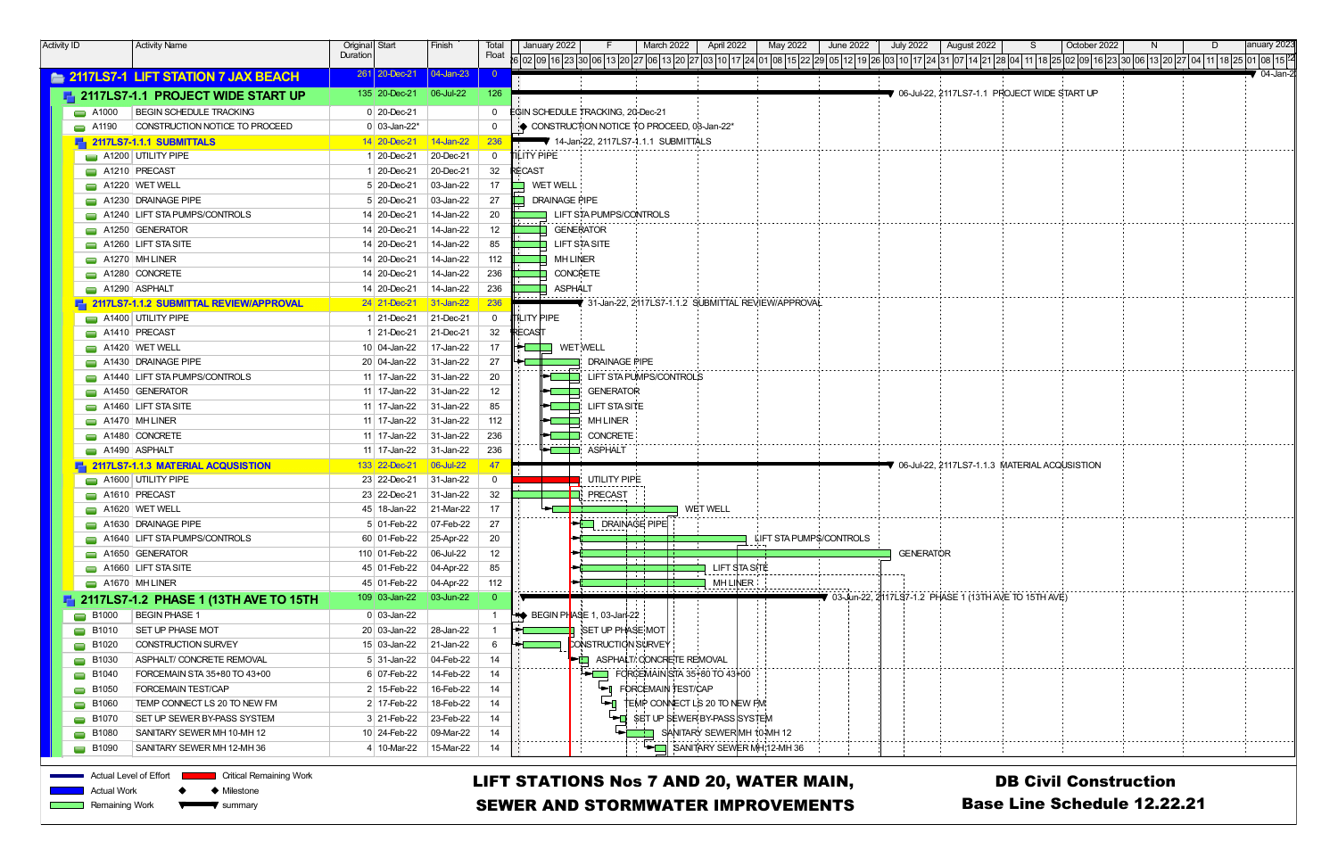# LIFT STATIONS Nos 7 AND 20, WATER MAIN, SEWER AND STORMWATER IMPROVEMENTS

## DB Civil Construction
## Base Line Schedule 12.22.21

| Activity ID | Activity Name | Original Duration | Start | Finish | Total Float |
|---|---|---|---|---|---|
| **2117LS7-1** | **LIFT STATION 7 JAX BEACH** | 261 | 20-Dec-21 | 04-Jan-23 | 0 |
| **2117LS7-1.1** | **PROJECT WIDE START UP** | 135 | 20-Dec-21 | 06-Jul-22 | 126 |
| A1000 | BEGIN SCHEDULE TRACKING | 0 | 20-Dec-21 | | 0 |
| A1190 | CONSTRUCTION NOTICE TO PROCEED | 0 | 03-Jan-22* | | 0 |
| **2117LS7-1.1.1** | **SUBMITTALS** | 14 | 20-Dec-21 | 14-Jan-22 | 236 |
| A1200 | UTILITY PIPE | 1 | 20-Dec-21 | 20-Dec-21 | 0 |
| A1210 | PRECAST | 1 | 20-Dec-21 | 20-Dec-21 | 32 |
| A1220 | WET WELL | 5 | 20-Dec-21 | 03-Jan-22 | 17 |
| A1230 | DRAINAGE PIPE | 5 | 20-Dec-21 | 03-Jan-22 | 27 |
| A1240 | LIFT STA PUMPS/CONTROLS | 14 | 20-Dec-21 | 14-Jan-22 | 20 |
| A1250 | GENERATOR | 14 | 20-Dec-21 | 14-Jan-22 | 12 |
| A1260 | LIFT STA SITE | 14 | 20-Dec-21 | 14-Jan-22 | 85 |
| A1270 | MH LINER | 14 | 20-Dec-21 | 14-Jan-22 | 112 |
| A1280 | CONCRETE | 14 | 20-Dec-21 | 14-Jan-22 | 236 |
| A1290 | ASPHALT | 14 | 20-Dec-21 | 14-Jan-22 | 236 |
| **2117LS7-1.1.2** | **SUBMITTAL REVIEW/APPROVAL** | 24 | 21-Dec-21 | 31-Jan-22 | 236 |
| A1400 | UTILITY PIPE | 1 | 21-Dec-21 | 21-Dec-21 | 0 |
| A1410 | PRECAST | 1 | 21-Dec-21 | 21-Dec-21 | 32 |
| A1420 | WET WELL | 10 | 04-Jan-22 | 17-Jan-22 | 17 |
| A1430 | DRAINAGE PIPE | 20 | 04-Jan-22 | 31-Jan-22 | 27 |
| A1440 | LIFT STA PUMPS/CONTROLS | 11 | 17-Jan-22 | 31-Jan-22 | 20 |
| A1450 | GENERATOR | 11 | 17-Jan-22 | 31-Jan-22 | 12 |
| A1460 | LIFT STA SITE | 11 | 17-Jan-22 | 31-Jan-22 | 85 |
| A1470 | MH LINER | 11 | 17-Jan-22 | 31-Jan-22 | 112 |
| A1480 | CONCRETE | 11 | 17-Jan-22 | 31-Jan-22 | 236 |
| A1490 | ASPHALT | 11 | 17-Jan-22 | 31-Jan-22 | 236 |
| **2117LS7-1.1.3** | **MATERIAL ACQUSISTION** | 133 | 22-Dec-21 | 06-Jul-22 | 47 |
| A1600 | UTILITY PIPE | 23 | 22-Dec-21 | 31-Jan-22 | 0 |
| A1610 | PRECAST | 23 | 22-Dec-21 | 31-Jan-22 | 32 |
| A1620 | WET WELL | 45 | 18-Jan-22 | 21-Mar-22 | 17 |
| A1630 | DRAINAGE PIPE | 5 | 01-Feb-22 | 07-Feb-22 | 27 |
| A1640 | LIFT STA PUMPS/CONTROLS | 60 | 01-Feb-22 | 25-Apr-22 | 20 |
| A1650 | GENERATOR | 110 | 01-Feb-22 | 06-Jul-22 | 12 |
| A1660 | LIFT STA SITE | 45 | 01-Feb-22 | 04-Apr-22 | 85 |
| A1670 | MH LINER | 45 | 01-Feb-22 | 04-Apr-22 | 112 |
| **2117LS7-1.2** | **PHASE 1 (13TH AVE TO 15TH** | 109 | 03-Jan-22 | 03-Jun-22 | 0 |
| B1000 | BEGIN PHASE 1 | 0 | 03-Jan-22 | | 1 |
| B1010 | SET UP PHASE MOT | 20 | 03-Jan-22 | 28-Jan-22 | 1 |
| B1020 | CONSTRUCTION SURVEY | 15 | 03-Jan-22 | 21-Jan-22 | 6 |
| B1030 | ASPHALT/ CONCRETE REMOVAL | 5 | 31-Jan-22 | 04-Feb-22 | 14 |
| B1040 | FORCEMAIN STA 35+80 TO 43+00 | 6 | 07-Feb-22 | 14-Feb-22 | 14 |
| B1050 | FORCEMAIN TEST/CAP | 2 | 15-Feb-22 | 16-Feb-22 | 14 |
| B1060 | TEMP CONNECT LS 20 TO NEW FM | 2 | 17-Feb-22 | 18-Feb-22 | 14 |
| B1070 | SET UP SEWER BY-PASS SYSTEM | 3 | 21-Feb-22 | 23-Feb-22 | 14 |
| B1080 | SANITARY SEWER MH 10-MH 12 | 10 | 24-Feb-22 | 09-Mar-22 | 14 |
| B1090 | SANITARY SEWER MH 12-MH 36 | 4 | 10-Mar-22 | 15-Mar-22 | 14 |

Legend: Actual Level of Effort; Critical Remaining Work; Actual Work; Milestone; Remaining Work; summary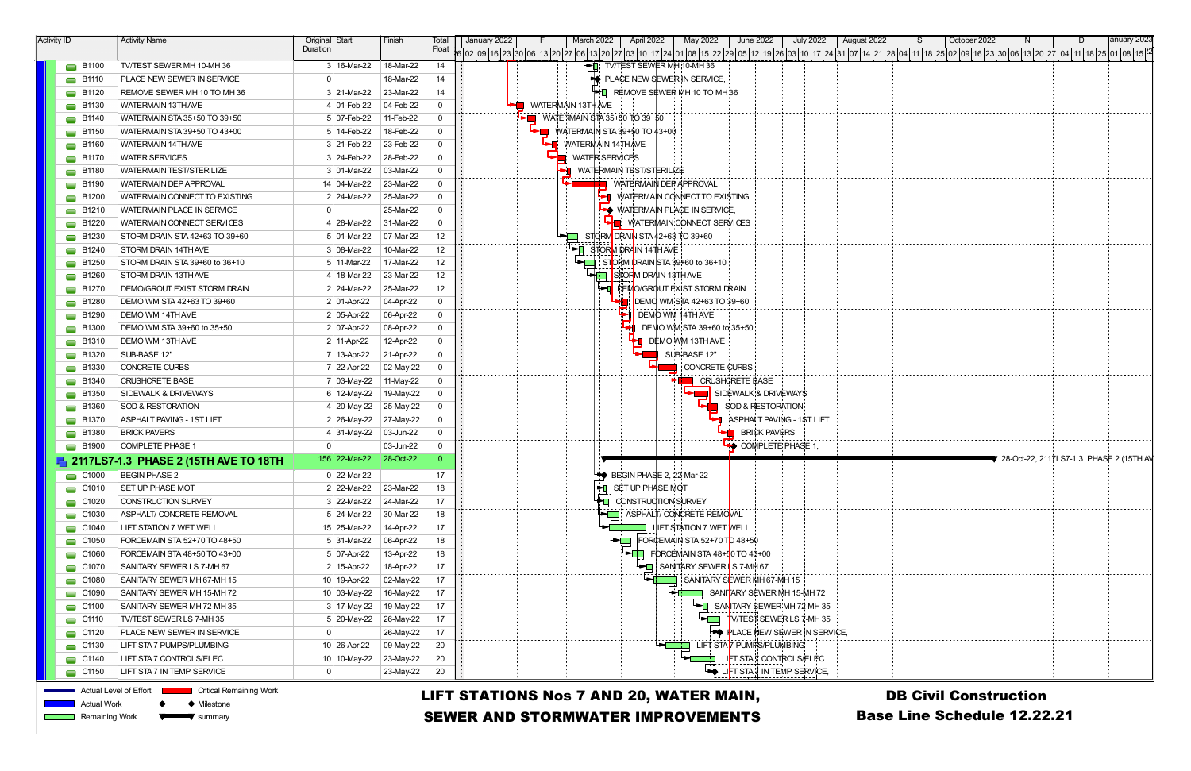| Activity ID | Activity Name | Original Duration | Start | Finish | Total Float |
|---|---|---|---|---|---|
| B1100 | TV/TEST SEWER MH 10-MH 36 | 3 | 16-Mar-22 | 18-Mar-22 | 14 |
| B1110 | PLACE NEW SEWER IN SERVICE | 0 | | 18-Mar-22 | 14 |
| B1120 | REMOVE SEWER MH 10 TO MH 36 | 3 | 21-Mar-22 | 23-Mar-22 | 14 |
| B1130 | WATERMAIN 13TH AVE | 4 | 01-Feb-22 | 04-Feb-22 | 0 |
| B1140 | WATERMAIN STA 35+50 TO 39+50 | 5 | 07-Feb-22 | 11-Feb-22 | 0 |
| B1150 | WATERMAIN STA 39+50 TO 43+00 | 5 | 14-Feb-22 | 18-Feb-22 | 0 |
| B1160 | WATERMAIN 14TH AVE | 3 | 21-Feb-22 | 23-Feb-22 | 0 |
| B1170 | WATER SERVICES | 3 | 24-Feb-22 | 28-Feb-22 | 0 |
| B1180 | WATERMAIN TEST/STERILIZE | 3 | 01-Mar-22 | 03-Mar-22 | 0 |
| B1190 | WATERMAIN DEP APPROVAL | 14 | 04-Mar-22 | 23-Mar-22 | 0 |
| B1200 | WATERMAIN CONNECT TO EXISTING | 2 | 24-Mar-22 | 25-Mar-22 | 0 |
| B1210 | WATERMAIN PLACE IN SERVICE | 0 | | 25-Mar-22 | 0 |
| B1220 | WATERMAIN CONNECT SERVICES | 4 | 28-Mar-22 | 31-Mar-22 | 0 |
| B1230 | STORM DRAIN STA 42+63 TO 39+60 | 5 | 01-Mar-22 | 07-Mar-22 | 12 |
| B1240 | STORM DRAIN 14TH AVE | 3 | 08-Mar-22 | 10-Mar-22 | 12 |
| B1250 | STORM DRAIN STA 39+60 to 36+10 | 5 | 11-Mar-22 | 17-Mar-22 | 12 |
| B1260 | STORM DRAIN 13TH AVE | 4 | 18-Mar-22 | 23-Mar-22 | 12 |
| B1270 | DEMO/GROUT EXIST STORM DRAIN | 2 | 24-Mar-22 | 25-Mar-22 | 12 |
| B1280 | DEMO WM STA 42+63 TO 39+60 | 2 | 01-Apr-22 | 04-Apr-22 | 0 |
| B1290 | DEMO WM 14TH AVE | 2 | 05-Apr-22 | 06-Apr-22 | 0 |
| B1300 | DEMO WM STA 39+60 to 35+50 | 2 | 07-Apr-22 | 08-Apr-22 | 0 |
| B1310 | DEMO WM 13TH AVE | 2 | 11-Apr-22 | 12-Apr-22 | 0 |
| B1320 | SUB-BASE 12" | 7 | 13-Apr-22 | 21-Apr-22 | 0 |
| B1330 | CONCRETE CURBS | 7 | 22-Apr-22 | 02-May-22 | 0 |
| B1340 | CRUSHCRETE BASE | 7 | 03-May-22 | 11-May-22 | 0 |
| B1350 | SIDEWALK & DRIVEWAYS | 6 | 12-May-22 | 19-May-22 | 0 |
| B1360 | SOD & RESTORATION | 4 | 20-May-22 | 25-May-22 | 0 |
| B1370 | ASPHALT PAVING - 1ST LIFT | 2 | 26-May-22 | 27-May-22 | 0 |
| B1380 | BRICK PAVERS | 4 | 31-May-22 | 03-Jun-22 | 0 |
| B1900 | COMPLETE PHASE 1 | 0 | | 03-Jun-22 | 0 |
| **2117LS7-1.3 PHASE 2 (15TH AVE TO 18TH** | | **156** | **22-Mar-22** | **28-Oct-22** | **0** |
| C1000 | BEGIN PHASE 2 | 0 | 22-Mar-22 | | 17 |
| C1010 | SET UP PHASE MOT | 2 | 22-Mar-22 | 23-Mar-22 | 18 |
| C1020 | CONSTRUCTION SURVEY | 3 | 22-Mar-22 | 24-Mar-22 | 17 |
| C1030 | ASPHALT/ CONCRETE REMOVAL | 5 | 24-Mar-22 | 30-Mar-22 | 18 |
| C1040 | LIFT STATION 7 WET WELL | 15 | 25-Mar-22 | 14-Apr-22 | 17 |
| C1050 | FORCEMAIN STA 52+70 TO 48+50 | 5 | 31-Mar-22 | 06-Apr-22 | 18 |
| C1060 | FORCEMAIN STA 48+50 TO 43+00 | 5 | 07-Apr-22 | 13-Apr-22 | 18 |
| C1070 | SANITARY SEWER LS 7-MH 67 | 2 | 15-Apr-22 | 18-Apr-22 | 17 |
| C1080 | SANITARY SEWER MH 67-MH 15 | 10 | 19-Apr-22 | 02-May-22 | 17 |
| C1090 | SANITARY SEWER MH 15-MH 72 | 10 | 03-May-22 | 16-May-22 | 17 |
| C1100 | SANITARY SEWER MH 72-MH 35 | 3 | 17-May-22 | 19-May-22 | 17 |
| C1110 | TV/TEST SEWER LS 7-MH 35 | 5 | 20-May-22 | 26-May-22 | 17 |
| C1120 | PLACE NEW SEWER IN SERVICE | 0 | | 26-May-22 | 17 |
| C1130 | LIFT STA 7 PUMPS/PLUMBING | 10 | 26-Apr-22 | 09-May-22 | 20 |
| C1140 | LIFT STA 7 CONTROLS/ELEC | 10 | 10-May-22 | 23-May-22 | 20 |
| C1150 | LIFT STA 7 IN TEMP SERVICE | 0 | | 23-May-22 | 20 |

Legend: Actual Level of Effort; Critical Remaining Work; Actual Work; Milestone; Remaining Work; summary

**LIFT STATIONS Nos 7 AND 20, WATER MAIN, SEWER AND STORMWATER IMPROVEMENTS**

**DB Civil Construction**
**Base Line Schedule 12.22.21**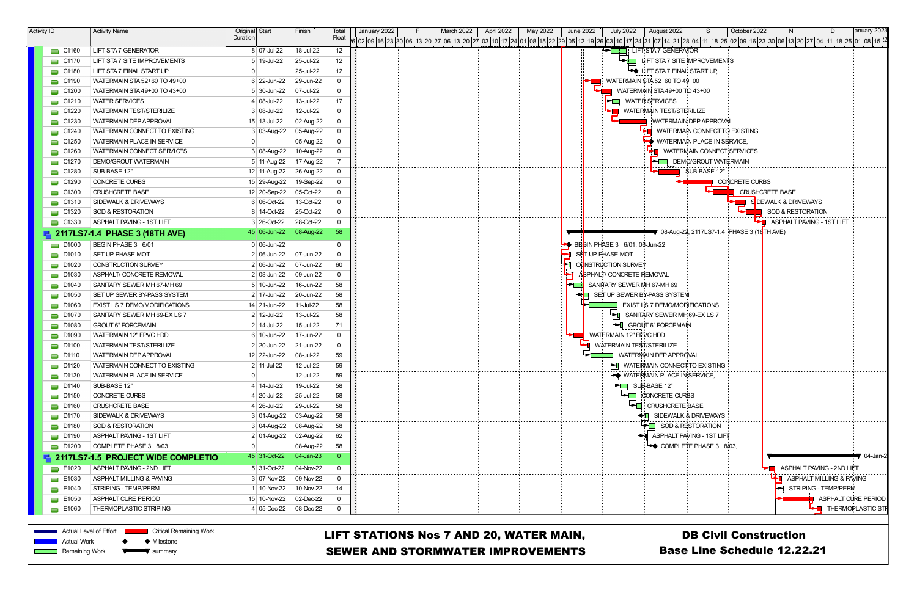| Activity ID | Activity Name | Original Duration | Start | Finish | Total Float |
|---|---|---|---|---|---|
| C1160 | LIFT STA 7 GENERATOR | 8 | 07-Jul-22 | 18-Jul-22 | 12 |
| C1170 | LIFT STA 7 SITE IMPROVEMENTS | 5 | 19-Jul-22 | 25-Jul-22 | 12 |
| C1180 | LIFT STA 7 FINAL START UP | 0 | | 25-Jul-22 | 12 |
| C1190 | WATERMAIN STA 52+60 TO 49+00 | 6 | 22-Jun-22 | 29-Jun-22 | 0 |
| C1200 | WATERMAIN STA 49+00 TO 43+00 | 5 | 30-Jun-22 | 07-Jul-22 | 0 |
| C1210 | WATER SERVICES | 4 | 08-Jul-22 | 13-Jul-22 | 17 |
| C1220 | WATERMAIN TEST/STERILIZE | 3 | 08-Jul-22 | 12-Jul-22 | 0 |
| C1230 | WATERMAIN DEP APPROVAL | 15 | 13-Jul-22 | 02-Aug-22 | 0 |
| C1240 | WATERMAIN CONNECT TO EXISTING | 3 | 03-Aug-22 | 05-Aug-22 | 0 |
| C1250 | WATERMAIN PLACE IN SERVICE | 0 | | 05-Aug-22 | 0 |
| C1260 | WATERMAIN CONNECT SERVICES | 3 | 08-Aug-22 | 10-Aug-22 | 0 |
| C1270 | DEMO/GROUT WATERMAIN | 5 | 11-Aug-22 | 17-Aug-22 | 7 |
| C1280 | SUB-BASE 12" | 12 | 11-Aug-22 | 26-Aug-22 | 0 |
| C1290 | CONCRETE CURBS | 15 | 29-Aug-22 | 19-Sep-22 | 0 |
| C1300 | CRUSHCRETE BASE | 12 | 20-Sep-22 | 05-Oct-22 | 0 |
| C1310 | SIDEWALK & DRIVEWAYS | 6 | 06-Oct-22 | 13-Oct-22 | 0 |
| C1320 | SOD & RESTORATION | 8 | 14-Oct-22 | 25-Oct-22 | 0 |
| C1330 | ASPHALT PAVING - 1ST LIFT | 3 | 26-Oct-22 | 28-Oct-22 | 0 |
| **2117LS7-1.4 PHASE 3 (18TH AVE)** | | 45 | 06-Jun-22 | 08-Aug-22 | 58 |
| D1000 | BEGIN PHASE 3 6/01 | 0 | 06-Jun-22 | | 0 |
| D1010 | SET UP PHASE MOT | 2 | 06-Jun-22 | 07-Jun-22 | 0 |
| D1020 | CONSTRUCTION SURVEY | 2 | 06-Jun-22 | 07-Jun-22 | 60 |
| D1030 | ASPHALT/ CONCRETE REMOVAL | 2 | 08-Jun-22 | 09-Jun-22 | 0 |
| D1040 | SANITARY SEWER MH 67-MH 69 | 5 | 10-Jun-22 | 16-Jun-22 | 58 |
| D1050 | SET UP SEWER BY-PASS SYSTEM | 2 | 17-Jun-22 | 20-Jun-22 | 58 |
| D1060 | EXIST LS 7 DEMO/MODIFICATIONS | 14 | 21-Jun-22 | 11-Jul-22 | 58 |
| D1070 | SANITARY SEWER MH 69-EX LS 7 | 2 | 12-Jul-22 | 13-Jul-22 | 58 |
| D1080 | GROUT 6" FORCEMAIN | 2 | 14-Jul-22 | 15-Jul-22 | 71 |
| D1090 | WATERMAIN 12" FPVC HDD | 6 | 10-Jun-22 | 17-Jun-22 | 0 |
| D1100 | WATERMAIN TEST/STERILIZE | 2 | 20-Jun-22 | 21-Jun-22 | 0 |
| D1110 | WATERMAIN DEP APPROVAL | 12 | 22-Jun-22 | 08-Jul-22 | 59 |
| D1120 | WATERMAIN CONNECT TO EXISTING | 2 | 11-Jul-22 | 12-Jul-22 | 59 |
| D1130 | WATERMAIN PLACE IN SERVICE | 0 | | 12-Jul-22 | 59 |
| D1140 | SUB-BASE 12" | 4 | 14-Jul-22 | 19-Jul-22 | 58 |
| D1150 | CONCRETE CURBS | 4 | 20-Jul-22 | 25-Jul-22 | 58 |
| D1160 | CRUSHCRETE BASE | 4 | 26-Jul-22 | 29-Jul-22 | 58 |
| D1170 | SIDEWALK & DRIVEWAYS | 3 | 01-Aug-22 | 03-Aug-22 | 58 |
| D1180 | SOD & RESTORATION | 3 | 04-Aug-22 | 08-Aug-22 | 58 |
| D1190 | ASPHALT PAVING - 1ST LIFT | 2 | 01-Aug-22 | 02-Aug-22 | 62 |
| D1200 | COMPLETE PHASE 3 8/03 | 0 | | 08-Aug-22 | 58 |
| **2117LS7-1.5 PROJECT WIDE COMPLETIO** | | 45 | 31-Oct-22 | 04-Jan-23 | 0 |
| E1020 | ASPHALT PAVING - 2ND LIFT | 5 | 31-Oct-22 | 04-Nov-22 | 0 |
| E1030 | ASPHALT MILLING & PAVING | 3 | 07-Nov-22 | 09-Nov-22 | 0 |
| E1040 | STRIPING - TEMP/PERM | 1 | 10-Nov-22 | 10-Nov-22 | 14 |
| E1050 | ASPHALT CURE PERIOD | 15 | 10-Nov-22 | 02-Dec-22 | 0 |
| E1060 | THERMOPLASTIC STRIPING | 4 | 05-Dec-22 | 08-Dec-22 | 0 |

Legend: Actual Level of Effort; Critical Remaining Work; Actual Work; Milestone; Remaining Work; summary

**LIFT STATIONS Nos 7 AND 20, WATER MAIN, SEWER AND STORMWATER IMPROVEMENTS**

**DB Civil Construction**
**Base Line Schedule 12.22.21**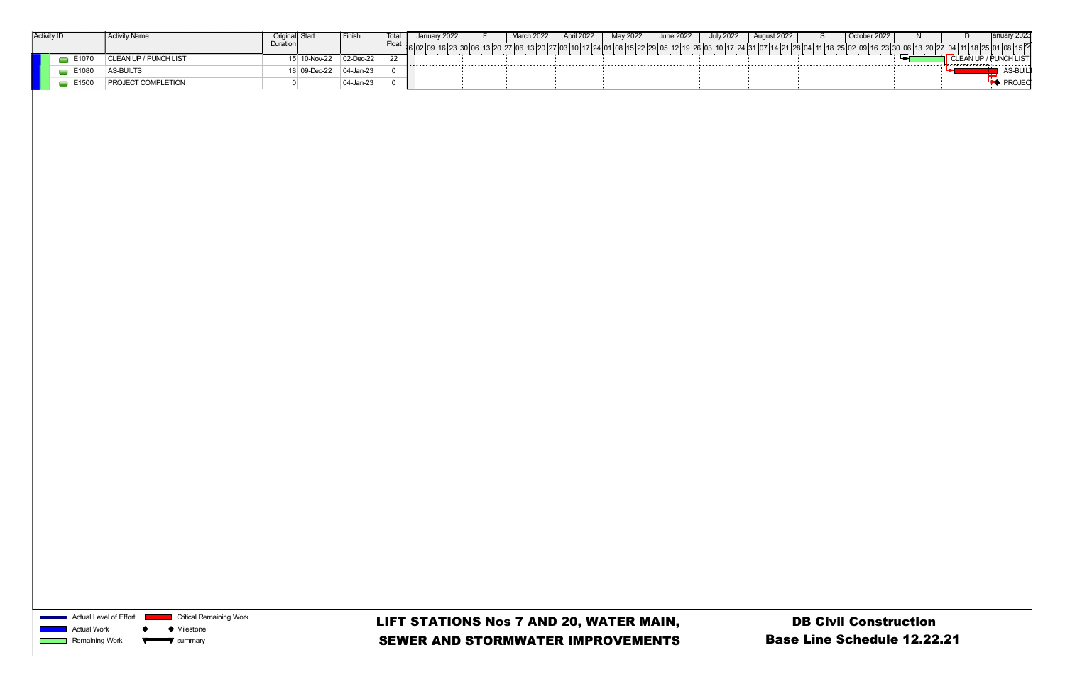| Activity ID | Activity Name | Original Duration | Start | Finish | Total Float |
|---|---|---|---|---|---|
| E1070 | CLEAN UP / PUNCH LIST | 15 | 10-Nov-22 | 02-Dec-22 | 22 |
| E1080 | AS-BUILTS | 18 | 09-Dec-22 | 04-Jan-23 | 0 |
| E1500 | PROJECT COMPLETION | 0 | | 04-Jan-23 | 0 |

January 2022 | F | March 2022 | April 2022 | May 2022 | June 2022 | July 2022 | August 2022 | S | October 2022 | N | D | January 2023

CLEAN UP / PUNCH LIST

AS-BUILT

PROJEC

Actual Level of Effort

Critical Remaining Work

Actual Work

Milestone

Remaining Work

summary

## LIFT STATIONS Nos 7 AND 20, WATER MAIN, SEWER AND STORMWATER IMPROVEMENTS

## DB Civil Construction
## Base Line Schedule 12.22.21